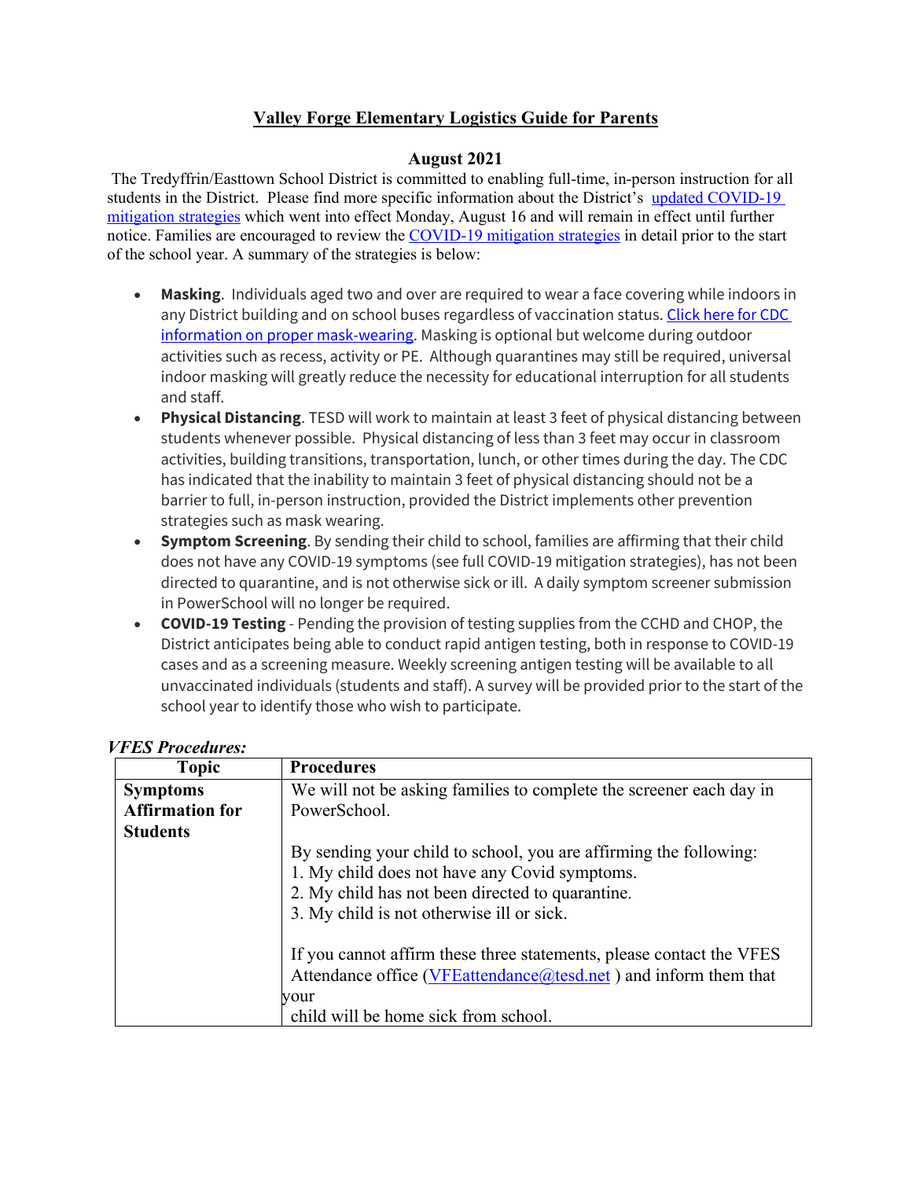# Valley Forge Elementary Logistics Guide for Parents

**August 2021**

The Tredyffrin/Easttown School District is committed to enabling full-time, in-person instruction for all students in the District. Please find more specific information about the District's updated COVID-19 mitigation strategies which went into effect Monday, August 16 and will remain in effect until further notice. Families are encouraged to review the COVID-19 mitigation strategies in detail prior to the start of the school year. A summary of the strategies is below:

- **Masking**. Individuals aged two and over are required to wear a face covering while indoors in any District building and on school buses regardless of vaccination status. Click here for CDC information on proper mask-wearing. Masking is optional but welcome during outdoor activities such as recess, activity or PE. Although quarantines may still be required, universal indoor masking will greatly reduce the necessity for educational interruption for all students and staff.
- **Physical Distancing**. TESD will work to maintain at least 3 feet of physical distancing between students whenever possible. Physical distancing of less than 3 feet may occur in classroom activities, building transitions, transportation, lunch, or other times during the day. The CDC has indicated that the inability to maintain 3 feet of physical distancing should not be a barrier to full, in-person instruction, provided the District implements other prevention strategies such as mask wearing.
- **Symptom Screening**. By sending their child to school, families are affirming that their child does not have any COVID-19 symptoms (see full COVID-19 mitigation strategies), has not been directed to quarantine, and is not otherwise sick or ill. A daily symptom screener submission in PowerSchool will no longer be required.
- **COVID-19 Testing** - Pending the provision of testing supplies from the CCHD and CHOP, the District anticipates being able to conduct rapid antigen testing, both in response to COVID-19 cases and as a screening measure. Weekly screening antigen testing will be available to all unvaccinated individuals (students and staff). A survey will be provided prior to the start of the school year to identify those who wish to participate.

***VFES Procedures:***

| Topic | Procedures |
|---|---|
| **Symptoms Affirmation for Students** | We will not be asking families to complete the screener each day in PowerSchool.<br><br>By sending your child to school, you are affirming the following:<br>1. My child does not have any Covid symptoms.<br>2. My child has not been directed to quarantine.<br>3. My child is not otherwise ill or sick.<br><br>If you cannot affirm these three statements, please contact the VFES Attendance office (VFEattendance@tesd.net ) and inform them that your child will be home sick from school. |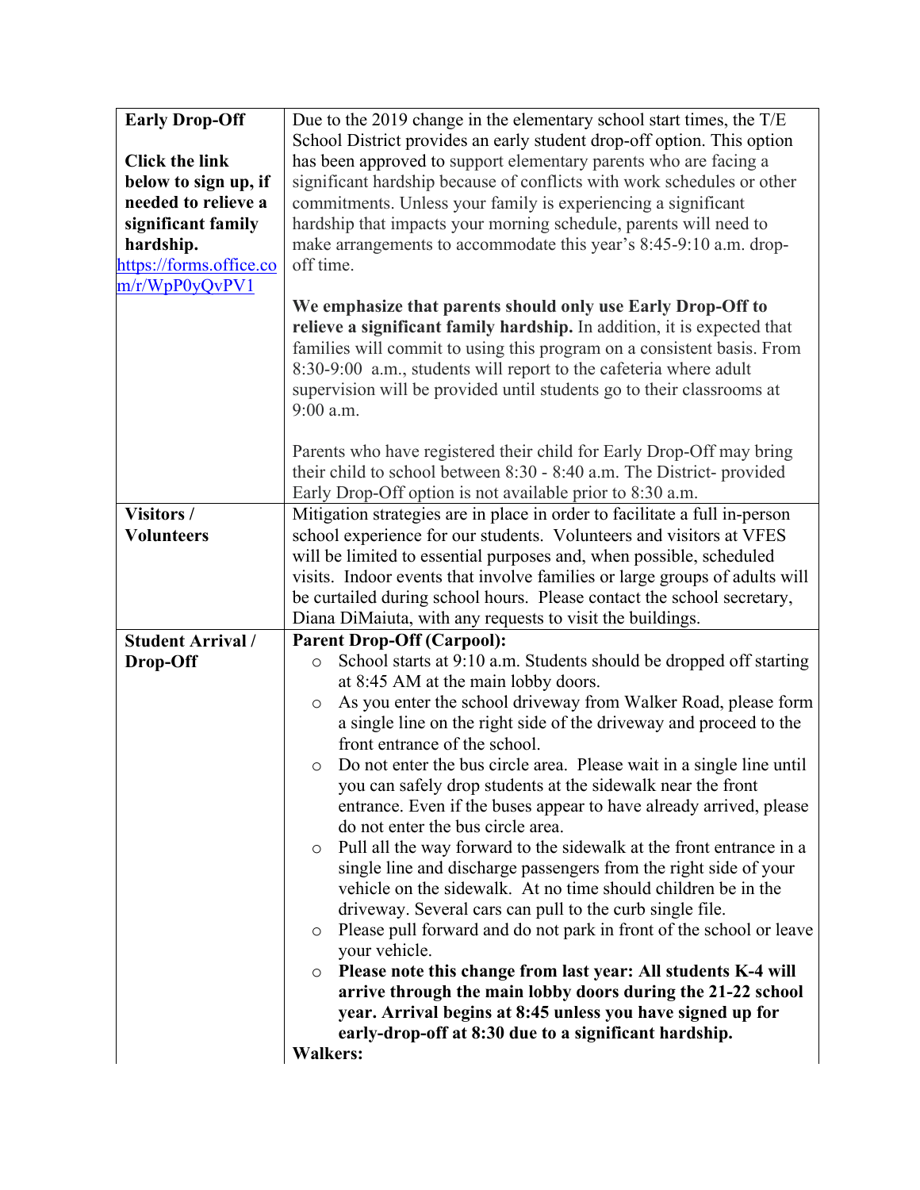| | |
|---|---|
| **Early Drop-Off**<br><br>**Click the link below to sign up, if needed to relieve a significant family hardship.**<br>[https://forms.office.com/r/WpP0yQvPV1](https://forms.office.com/r/WpP0yQvPV1) | Due to the 2019 change in the elementary school start times, the T/E School District provides an early student drop-off option. This option has been approved to support elementary parents who are facing a significant hardship because of conflicts with work schedules or other commitments. Unless your family is experiencing a significant hardship that impacts your morning schedule, parents will need to make arrangements to accommodate this year's 8:45-9:10 a.m. drop-off time.<br><br>**We emphasize that parents should only use Early Drop-Off to relieve a significant family hardship.** In addition, it is expected that families will commit to using this program on a consistent basis. From 8:30-9:00 a.m., students will report to the cafeteria where adult supervision will be provided until students go to their classrooms at 9:00 a.m.<br><br>Parents who have registered their child for Early Drop-Off may bring their child to school between 8:30 - 8:40 a.m. The District- provided Early Drop-Off option is not available prior to 8:30 a.m. |
| **Visitors / Volunteers** | Mitigation strategies are in place in order to facilitate a full in-person school experience for our students. Volunteers and visitors at VFES will be limited to essential purposes and, when possible, scheduled visits. Indoor events that involve families or large groups of adults will be curtailed during school hours. Please contact the school secretary, Diana DiMaiuta, with any requests to visit the buildings. |
| **Student Arrival / Drop-Off** | **Parent Drop-Off (Carpool):**<br>○ School starts at 9:10 a.m. Students should be dropped off starting at 8:45 AM at the main lobby doors.<br>○ As you enter the school driveway from Walker Road, please form a single line on the right side of the driveway and proceed to the front entrance of the school.<br>○ Do not enter the bus circle area. Please wait in a single line until you can safely drop students at the sidewalk near the front entrance. Even if the buses appear to have already arrived, please do not enter the bus circle area.<br>○ Pull all the way forward to the sidewalk at the front entrance in a single line and discharge passengers from the right side of your vehicle on the sidewalk. At no time should children be in the driveway. Several cars can pull to the curb single file.<br>○ Please pull forward and do not park in front of the school or leave your vehicle.<br>○ **Please note this change from last year: All students K-4 will arrive through the main lobby doors during the 21-22 school year. Arrival begins at 8:45 unless you have signed up for early-drop-off at 8:30 due to a significant hardship.**<br>**Walkers:** |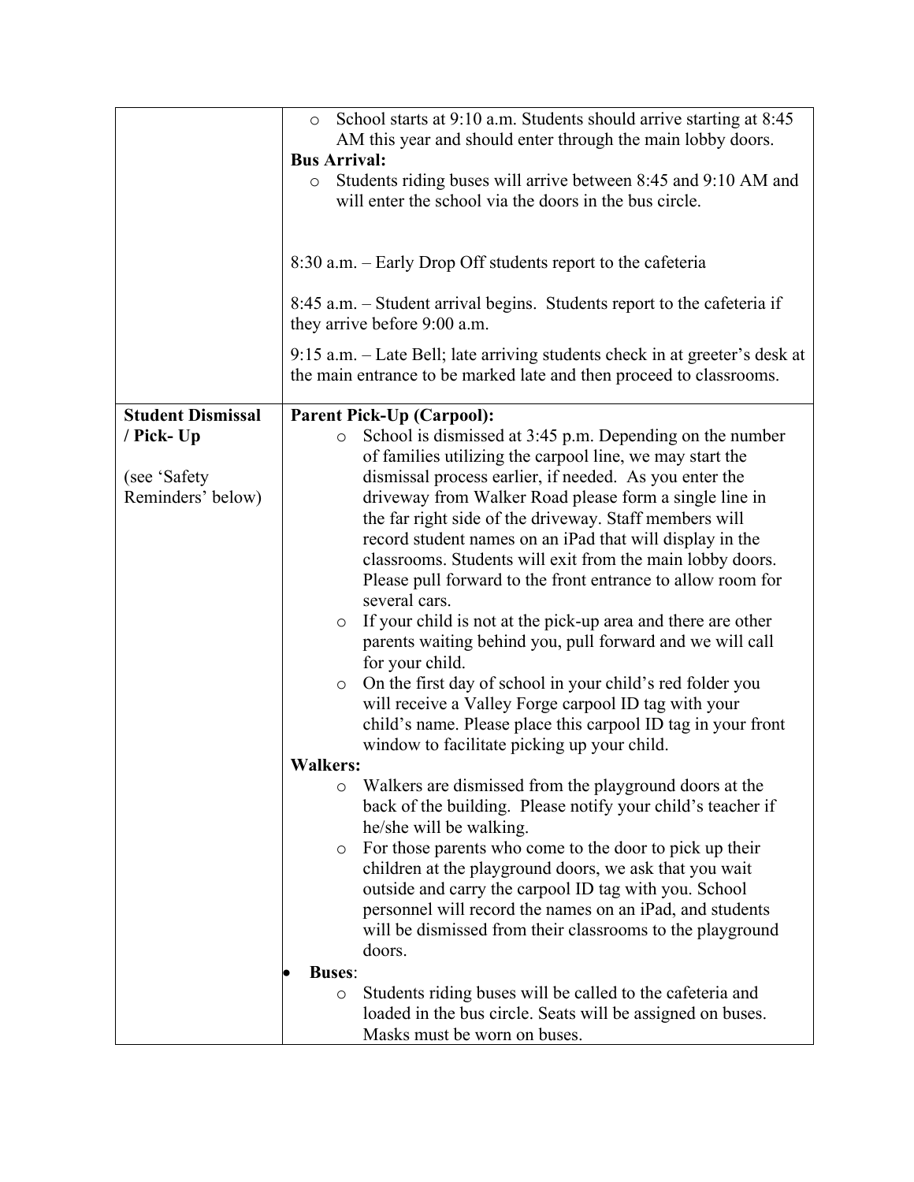| | |
|---|---|
| | ○ School starts at 9:10 a.m. Students should arrive starting at 8:45 AM this year and should enter through the main lobby doors.<br>**Bus Arrival:**<br>○ Students riding buses will arrive between 8:45 and 9:10 AM and will enter the school via the doors in the bus circle.<br><br>8:30 a.m. – Early Drop Off students report to the cafeteria<br><br>8:45 a.m. – Student arrival begins. Students report to the cafeteria if they arrive before 9:00 a.m.<br><br>9:15 a.m. – Late Bell; late arriving students check in at greeter's desk at the main entrance to be marked late and then proceed to classrooms. |
| **Student Dismissal / Pick- Up**<br><br>(see 'Safety Reminders' below) | **Parent Pick-Up (Carpool):**<br>○ School is dismissed at 3:45 p.m. Depending on the number of families utilizing the carpool line, we may start the dismissal process earlier, if needed. As you enter the driveway from Walker Road please form a single line in the far right side of the driveway. Staff members will record student names on an iPad that will display in the classrooms. Students will exit from the main lobby doors. Please pull forward to the front entrance to allow room for several cars.<br>○ If your child is not at the pick-up area and there are other parents waiting behind you, pull forward and we will call for your child.<br>○ On the first day of school in your child's red folder you will receive a Valley Forge carpool ID tag with your child's name. Please place this carpool ID tag in your front window to facilitate picking up your child.<br>**Walkers:**<br>○ Walkers are dismissed from the playground doors at the back of the building. Please notify your child's teacher if he/she will be walking.<br>○ For those parents who come to the door to pick up their children at the playground doors, we ask that you wait outside and carry the carpool ID tag with you. School personnel will record the names on an iPad, and students will be dismissed from their classrooms to the playground doors.<br>• **Buses**:<br>○ Students riding buses will be called to the cafeteria and loaded in the bus circle. Seats will be assigned on buses. Masks must be worn on buses. |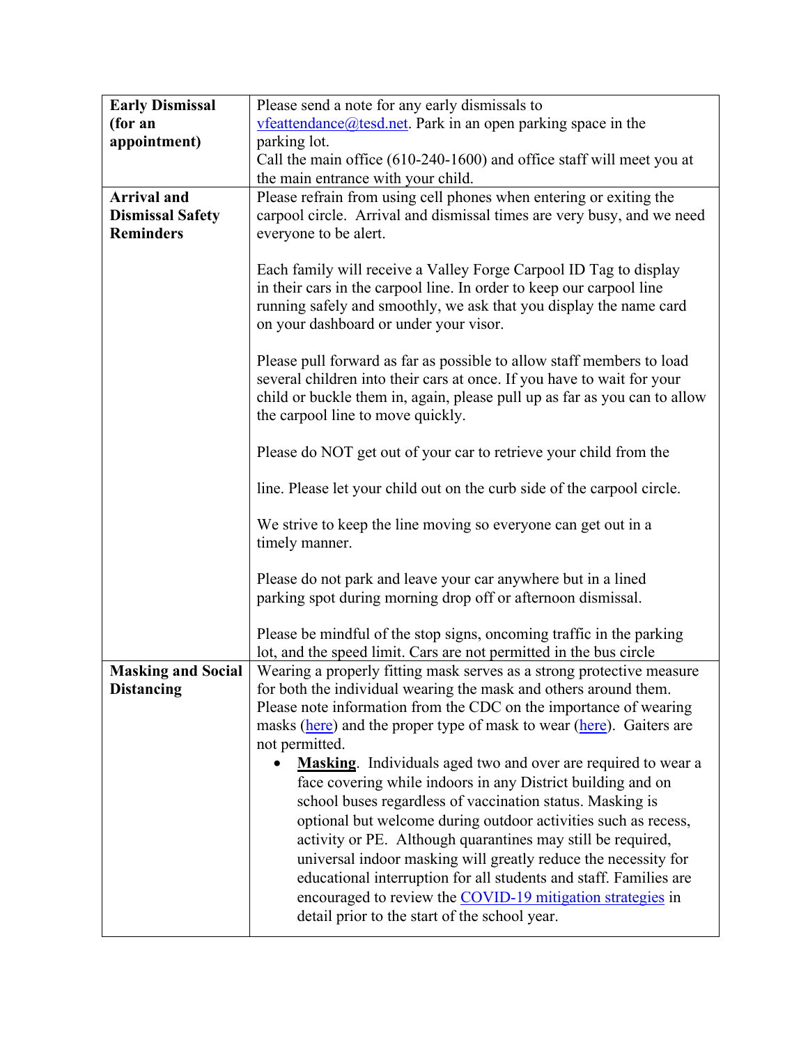| | |
|---|---|
| **Early Dismissal (for an appointment)** | Please send a note for any early dismissals to vfeattendance@tesd.net. Park in an open parking space in the parking lot.<br>Call the main office (610-240-1600) and office staff will meet you at the main entrance with your child. |
| **Arrival and Dismissal Safety Reminders** | Please refrain from using cell phones when entering or exiting the carpool circle. Arrival and dismissal times are very busy, and we need everyone to be alert.<br><br>Each family will receive a Valley Forge Carpool ID Tag to display in their cars in the carpool line. In order to keep our carpool line running safely and smoothly, we ask that you display the name card on your dashboard or under your visor.<br><br>Please pull forward as far as possible to allow staff members to load several children into their cars at once. If you have to wait for your child or buckle them in, again, please pull up as far as you can to allow the carpool line to move quickly.<br><br>Please do NOT get out of your car to retrieve your child from the<br><br>line. Please let your child out on the curb side of the carpool circle.<br><br>We strive to keep the line moving so everyone can get out in a timely manner.<br><br>Please do not park and leave your car anywhere but in a lined parking spot during morning drop off or afternoon dismissal.<br><br>Please be mindful of the stop signs, oncoming traffic in the parking lot, and the speed limit. Cars are not permitted in the bus circle |
| **Masking and Social Distancing** | Wearing a properly fitting mask serves as a strong protective measure for both the individual wearing the mask and others around them. Please note information from the CDC on the importance of wearing masks (here) and the proper type of mask to wear (here). Gaiters are not permitted.<br>• **Masking**. Individuals aged two and over are required to wear a face covering while indoors in any District building and on school buses regardless of vaccination status. Masking is optional but welcome during outdoor activities such as recess, activity or PE. Although quarantines may still be required, universal indoor masking will greatly reduce the necessity for educational interruption for all students and staff. Families are encouraged to review the COVID-19 mitigation strategies in detail prior to the start of the school year. |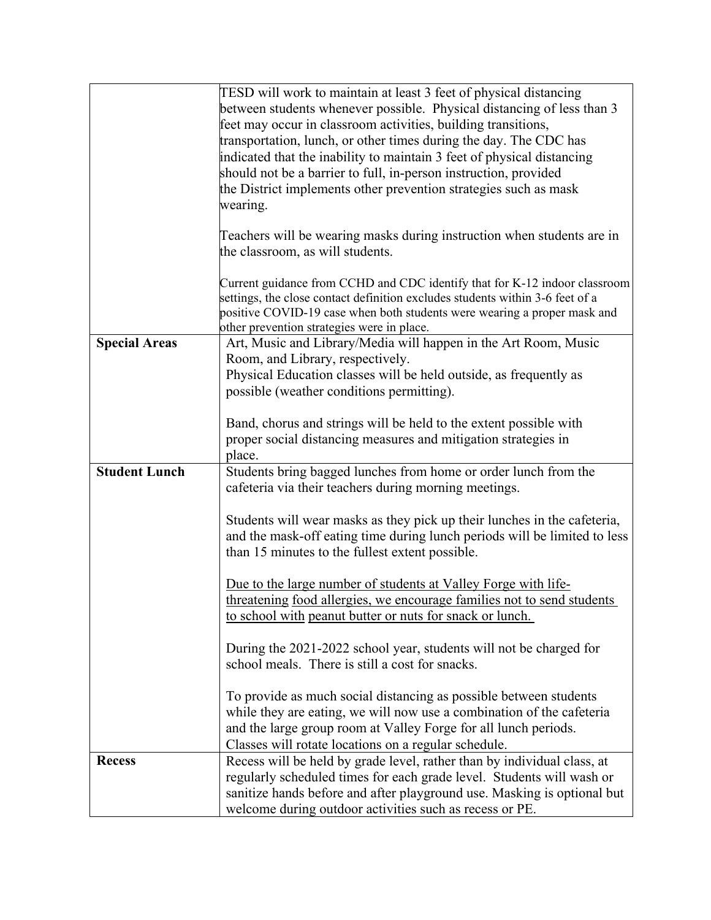| | |
|---|---|
| | TESD will work to maintain at least 3 feet of physical distancing between students whenever possible. Physical distancing of less than 3 feet may occur in classroom activities, building transitions, transportation, lunch, or other times during the day. The CDC has indicated that the inability to maintain 3 feet of physical distancing should not be a barrier to full, in-person instruction, provided the District implements other prevention strategies such as mask wearing.<br><br>Teachers will be wearing masks during instruction when students are in the classroom, as will students.<br><br>Current guidance from CCHD and CDC identify that for K-12 indoor classroom settings, the close contact definition excludes students within 3-6 feet of a positive COVID-19 case when both students were wearing a proper mask and other prevention strategies were in place. |
| **Special Areas** | Art, Music and Library/Media will happen in the Art Room, Music Room, and Library, respectively.<br>Physical Education classes will be held outside, as frequently as possible (weather conditions permitting).<br><br>Band, chorus and strings will be held to the extent possible with proper social distancing measures and mitigation strategies in place. |
| **Student Lunch** | Students bring bagged lunches from home or order lunch from the cafeteria via their teachers during morning meetings.<br><br>Students will wear masks as they pick up their lunches in the cafeteria, and the mask-off eating time during lunch periods will be limited to less than 15 minutes to the fullest extent possible.<br><br><u>Due to the large number of students at Valley Forge with life-threatening food allergies, we encourage families not to send students to school with peanut butter or nuts for snack or lunch.</u><br><br>During the 2021-2022 school year, students will not be charged for school meals. There is still a cost for snacks.<br><br>To provide as much social distancing as possible between students while they are eating, we will now use a combination of the cafeteria and the large group room at Valley Forge for all lunch periods. Classes will rotate locations on a regular schedule. |
| **Recess** | Recess will be held by grade level, rather than by individual class, at regularly scheduled times for each grade level. Students will wash or sanitize hands before and after playground use. Masking is optional but welcome during outdoor activities such as recess or PE. |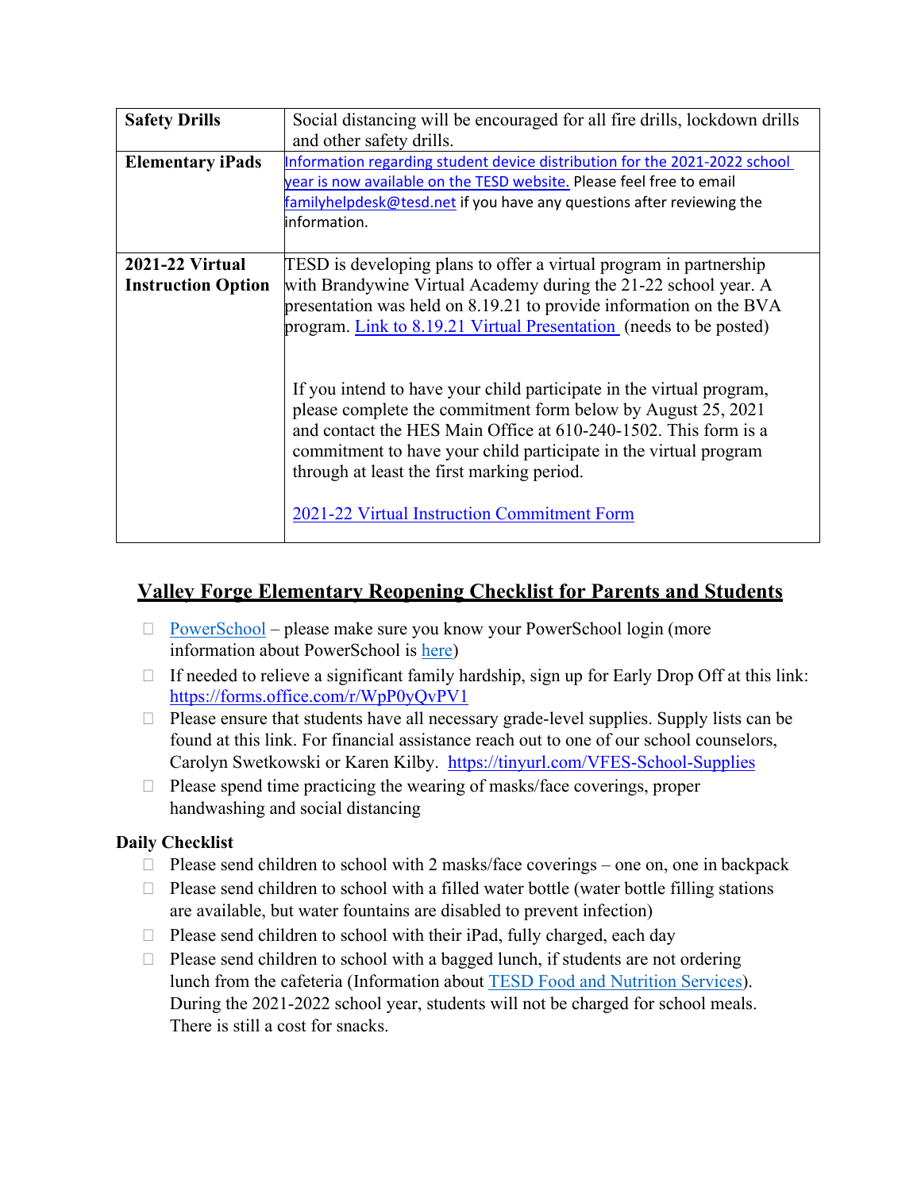| | |
|---|---|
| **Safety Drills** | Social distancing will be encouraged for all fire drills, lockdown drills and other safety drills. |
| **Elementary iPads** | Information regarding student device distribution for the 2021-2022 school year is now available on the TESD website. Please feel free to email familyhelpdesk@tesd.net if you have any questions after reviewing the information. |
| **2021-22 Virtual Instruction Option** | TESD is developing plans to offer a virtual program in partnership with Brandywine Virtual Academy during the 21-22 school year. A presentation was held on 8.19.21 to provide information on the BVA program. Link to 8.19.21 Virtual Presentation (needs to be posted)<br><br>If you intend to have your child participate in the virtual program, please complete the commitment form below by August 25, 2021 and contact the HES Main Office at 610-240-1502. This form is a commitment to have your child participate in the virtual program through at least the first marking period.<br><br>2021-22 Virtual Instruction Commitment Form |

## Valley Forge Elementary Reopening Checklist for Parents and Students

- ☐ PowerSchool – please make sure you know your PowerSchool login (more information about PowerSchool is here)
- ☐ If needed to relieve a significant family hardship, sign up for Early Drop Off at this link: https://forms.office.com/r/WpP0yQvPV1
- ☐ Please ensure that students have all necessary grade-level supplies. Supply lists can be found at this link. For financial assistance reach out to one of our school counselors, Carolyn Swetkowski or Karen Kilby. https://tinyurl.com/VFES-School-Supplies
- ☐ Please spend time practicing the wearing of masks/face coverings, proper handwashing and social distancing

### Daily Checklist

- ☐ Please send children to school with 2 masks/face coverings – one on, one in backpack
- ☐ Please send children to school with a filled water bottle (water bottle filling stations are available, but water fountains are disabled to prevent infection)
- ☐ Please send children to school with their iPad, fully charged, each day
- ☐ Please send children to school with a bagged lunch, if students are not ordering lunch from the cafeteria (Information about TESD Food and Nutrition Services). During the 2021-2022 school year, students will not be charged for school meals. There is still a cost for snacks.